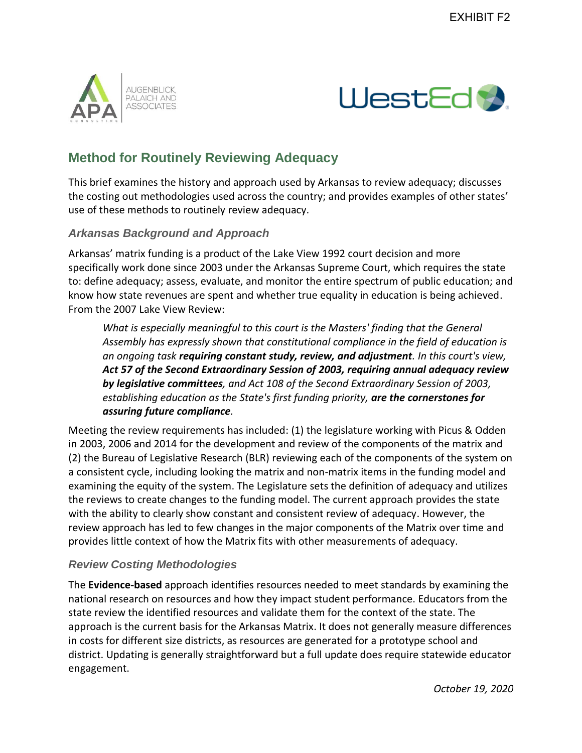EXHIBIT F2

AUGENBLICK, PALAICH AND ASSOCIATES

WestEd

## Method for Routinely Reviewing Adequacy

This brief examines the history and approach used by Arkansas to review adequacy; discusses the costing out methodologies used across the country; and provides examples of other states' use of these methods to routinely review adequacy.

### Arkansas Background and Approach

Arkansas' matrix funding is a product of the Lake View 1992 court decision and more specifically work done since 2003 under the Arkansas Supreme Court, which requires the state to: define adequacy; assess, evaluate, and monitor the entire spectrum of public education; and know how state revenues are spent and whether true equality in education is being achieved. From the 2007 Lake View Review:

> *What is especially meaningful to this court is the Masters' finding that the General Assembly has expressly shown that constitutional compliance in the field of education is an ongoing task* ***requiring constant study, review, and adjustment****. In this court's view,* ***Act 57 of the Second Extraordinary Session of 2003, requiring annual adequacy review by legislative committees****, and Act 108 of the Second Extraordinary Session of 2003, establishing education as the State's first funding priority,* ***are the cornerstones for assuring future compliance****.*

Meeting the review requirements has included: (1) the legislature working with Picus & Odden in 2003, 2006 and 2014 for the development and review of the components of the matrix and (2) the Bureau of Legislative Research (BLR) reviewing each of the components of the system on a consistent cycle, including looking the matrix and non-matrix items in the funding model and examining the equity of the system. The Legislature sets the definition of adequacy and utilizes the reviews to create changes to the funding model. The current approach provides the state with the ability to clearly show constant and consistent review of adequacy. However, the review approach has led to few changes in the major components of the Matrix over time and provides little context of how the Matrix fits with other measurements of adequacy.

### Review Costing Methodologies

The **Evidence-based** approach identifies resources needed to meet standards by examining the national research on resources and how they impact student performance. Educators from the state review the identified resources and validate them for the context of the state. The approach is the current basis for the Arkansas Matrix. It does not generally measure differences in costs for different size districts, as resources are generated for a prototype school and district. Updating is generally straightforward but a full update does require statewide educator engagement.

*October 19, 2020*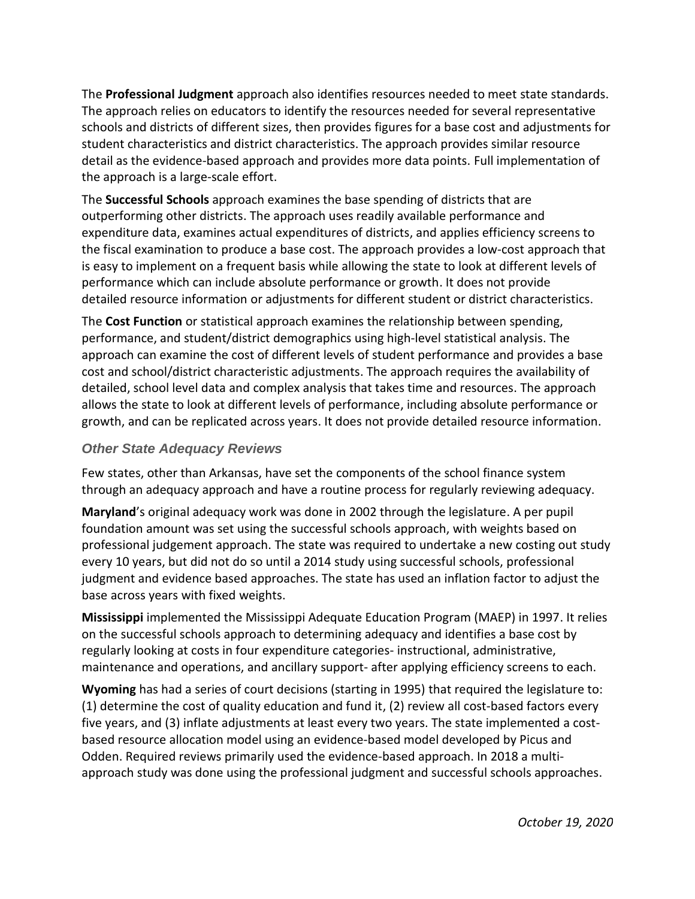The **Professional Judgment** approach also identifies resources needed to meet state standards. The approach relies on educators to identify the resources needed for several representative schools and districts of different sizes, then provides figures for a base cost and adjustments for student characteristics and district characteristics. The approach provides similar resource detail as the evidence-based approach and provides more data points. Full implementation of the approach is a large-scale effort.

The **Successful Schools** approach examines the base spending of districts that are outperforming other districts. The approach uses readily available performance and expenditure data, examines actual expenditures of districts, and applies efficiency screens to the fiscal examination to produce a base cost. The approach provides a low-cost approach that is easy to implement on a frequent basis while allowing the state to look at different levels of performance which can include absolute performance or growth. It does not provide detailed resource information or adjustments for different student or district characteristics.

The **Cost Function** or statistical approach examines the relationship between spending, performance, and student/district demographics using high-level statistical analysis. The approach can examine the cost of different levels of student performance and provides a base cost and school/district characteristic adjustments. The approach requires the availability of detailed, school level data and complex analysis that takes time and resources. The approach allows the state to look at different levels of performance, including absolute performance or growth, and can be replicated across years. It does not provide detailed resource information.

### *Other State Adequacy Reviews*

Few states, other than Arkansas, have set the components of the school finance system through an adequacy approach and have a routine process for regularly reviewing adequacy.

**Maryland**'s original adequacy work was done in 2002 through the legislature. A per pupil foundation amount was set using the successful schools approach, with weights based on professional judgement approach. The state was required to undertake a new costing out study every 10 years, but did not do so until a 2014 study using successful schools, professional judgment and evidence based approaches. The state has used an inflation factor to adjust the base across years with fixed weights.

**Mississippi** implemented the Mississippi Adequate Education Program (MAEP) in 1997. It relies on the successful schools approach to determining adequacy and identifies a base cost by regularly looking at costs in four expenditure categories- instructional, administrative, maintenance and operations, and ancillary support- after applying efficiency screens to each.

**Wyoming** has had a series of court decisions (starting in 1995) that required the legislature to: (1) determine the cost of quality education and fund it, (2) review all cost-based factors every five years, and (3) inflate adjustments at least every two years. The state implemented a cost-based resource allocation model using an evidence-based model developed by Picus and Odden. Required reviews primarily used the evidence-based approach. In 2018 a multi-approach study was done using the professional judgment and successful schools approaches.

*October 19, 2020*